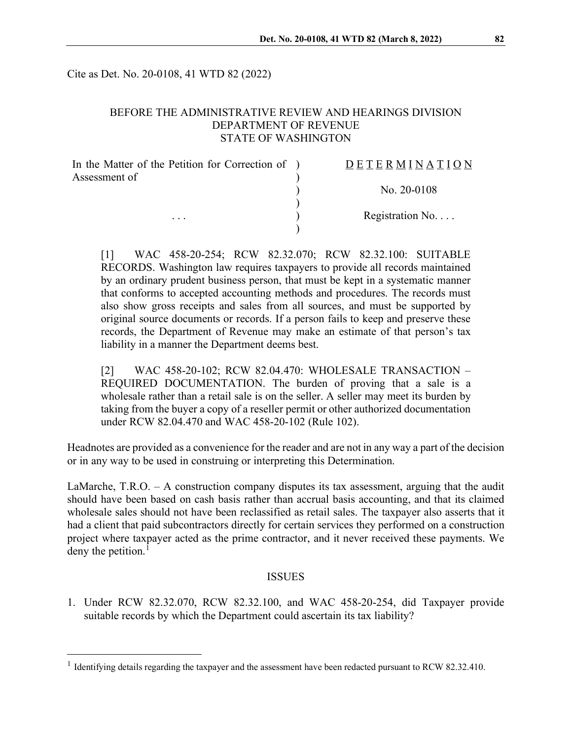Cite as Det. No. 20-0108, 41 WTD 82 (2022)

BEFORE THE ADMINISTRATIVE REVIEW AND HEARINGS DIVISION
DEPARTMENT OF REVENUE
STATE OF WASHINGTON

| | |
|---|---|
| In the Matter of the Petition for Correction of Assessment of | D E T E R M I N A T I O N |
| | No. 20-0108 |
| . . . | Registration No. . . . |

[1] WAC 458-20-254; RCW 82.32.070; RCW 82.32.100: SUITABLE RECORDS. Washington law requires taxpayers to provide all records maintained by an ordinary prudent business person, that must be kept in a systematic manner that conforms to accepted accounting methods and procedures. The records must also show gross receipts and sales from all sources, and must be supported by original source documents or records. If a person fails to keep and preserve these records, the Department of Revenue may make an estimate of that person's tax liability in a manner the Department deems best.

[2] WAC 458-20-102; RCW 82.04.470: WHOLESALE TRANSACTION – REQUIRED DOCUMENTATION. The burden of proving that a sale is a wholesale rather than a retail sale is on the seller. A seller may meet its burden by taking from the buyer a copy of a reseller permit or other authorized documentation under RCW 82.04.470 and WAC 458-20-102 (Rule 102).

Headnotes are provided as a convenience for the reader and are not in any way a part of the decision or in any way to be used in construing or interpreting this Determination.

LaMarche, T.R.O. – A construction company disputes its tax assessment, arguing that the audit should have been based on cash basis rather than accrual basis accounting, and that its claimed wholesale sales should not have been reclassified as retail sales. The taxpayer also asserts that it had a client that paid subcontractors directly for certain services they performed on a construction project where taxpayer acted as the prime contractor, and it never received these payments. We deny the petition.[1]

## ISSUES

1. Under RCW 82.32.070, RCW 82.32.100, and WAC 458-20-254, did Taxpayer provide suitable records by which the Department could ascertain its tax liability?

[1] Identifying details regarding the taxpayer and the assessment have been redacted pursuant to RCW 82.32.410.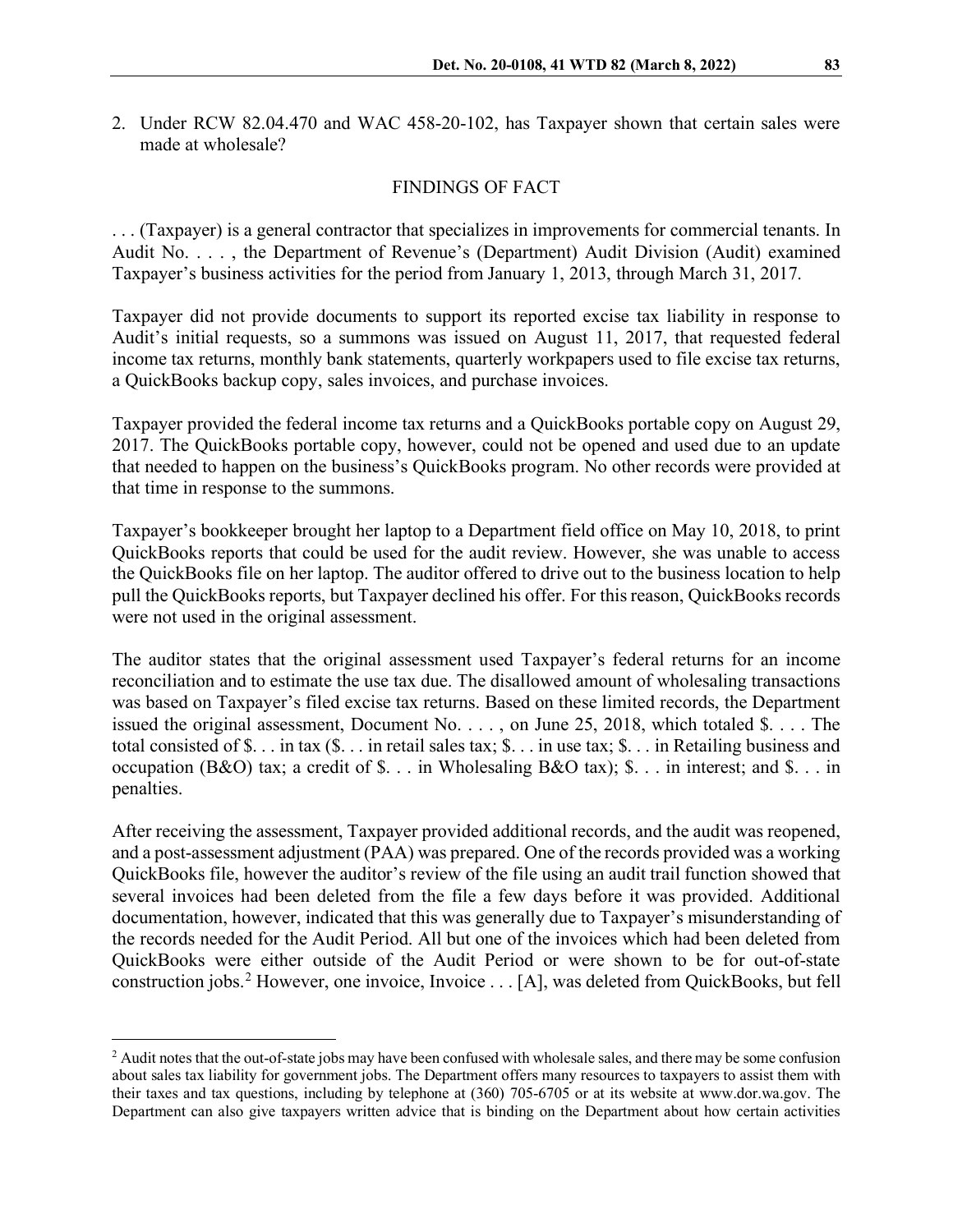2. Under RCW 82.04.470 and WAC 458-20-102, has Taxpayer shown that certain sales were made at wholesale?

## FINDINGS OF FACT

. . . (Taxpayer) is a general contractor that specializes in improvements for commercial tenants. In Audit No. . . . , the Department of Revenue's (Department) Audit Division (Audit) examined Taxpayer's business activities for the period from January 1, 2013, through March 31, 2017.

Taxpayer did not provide documents to support its reported excise tax liability in response to Audit's initial requests, so a summons was issued on August 11, 2017, that requested federal income tax returns, monthly bank statements, quarterly workpapers used to file excise tax returns, a QuickBooks backup copy, sales invoices, and purchase invoices.

Taxpayer provided the federal income tax returns and a QuickBooks portable copy on August 29, 2017. The QuickBooks portable copy, however, could not be opened and used due to an update that needed to happen on the business's QuickBooks program. No other records were provided at that time in response to the summons.

Taxpayer's bookkeeper brought her laptop to a Department field office on May 10, 2018, to print QuickBooks reports that could be used for the audit review. However, she was unable to access the QuickBooks file on her laptop. The auditor offered to drive out to the business location to help pull the QuickBooks reports, but Taxpayer declined his offer. For this reason, QuickBooks records were not used in the original assessment.

The auditor states that the original assessment used Taxpayer's federal returns for an income reconciliation and to estimate the use tax due. The disallowed amount of wholesaling transactions was based on Taxpayer's filed excise tax returns. Based on these limited records, the Department issued the original assessment, Document No. . . . , on June 25, 2018, which totaled $. . . . The total consisted of $. . . in tax ($. . . in retail sales tax; $. . . in use tax; $. . . in Retailing business and occupation (B&O) tax; a credit of $. . . in Wholesaling B&O tax); $. . . in interest; and $. . . in penalties.

After receiving the assessment, Taxpayer provided additional records, and the audit was reopened, and a post-assessment adjustment (PAA) was prepared. One of the records provided was a working QuickBooks file, however the auditor's review of the file using an audit trail function showed that several invoices had been deleted from the file a few days before it was provided. Additional documentation, however, indicated that this was generally due to Taxpayer's misunderstanding of the records needed for the Audit Period. All but one of the invoices which had been deleted from QuickBooks were either outside of the Audit Period or were shown to be for out-of-state construction jobs.[2] However, one invoice, Invoice . . . [A], was deleted from QuickBooks, but fell

---

[2] Audit notes that the out-of-state jobs may have been confused with wholesale sales, and there may be some confusion about sales tax liability for government jobs. The Department offers many resources to taxpayers to assist them with their taxes and tax questions, including by telephone at (360) 705-6705 or at its website at www.dor.wa.gov. The Department can also give taxpayers written advice that is binding on the Department about how certain activities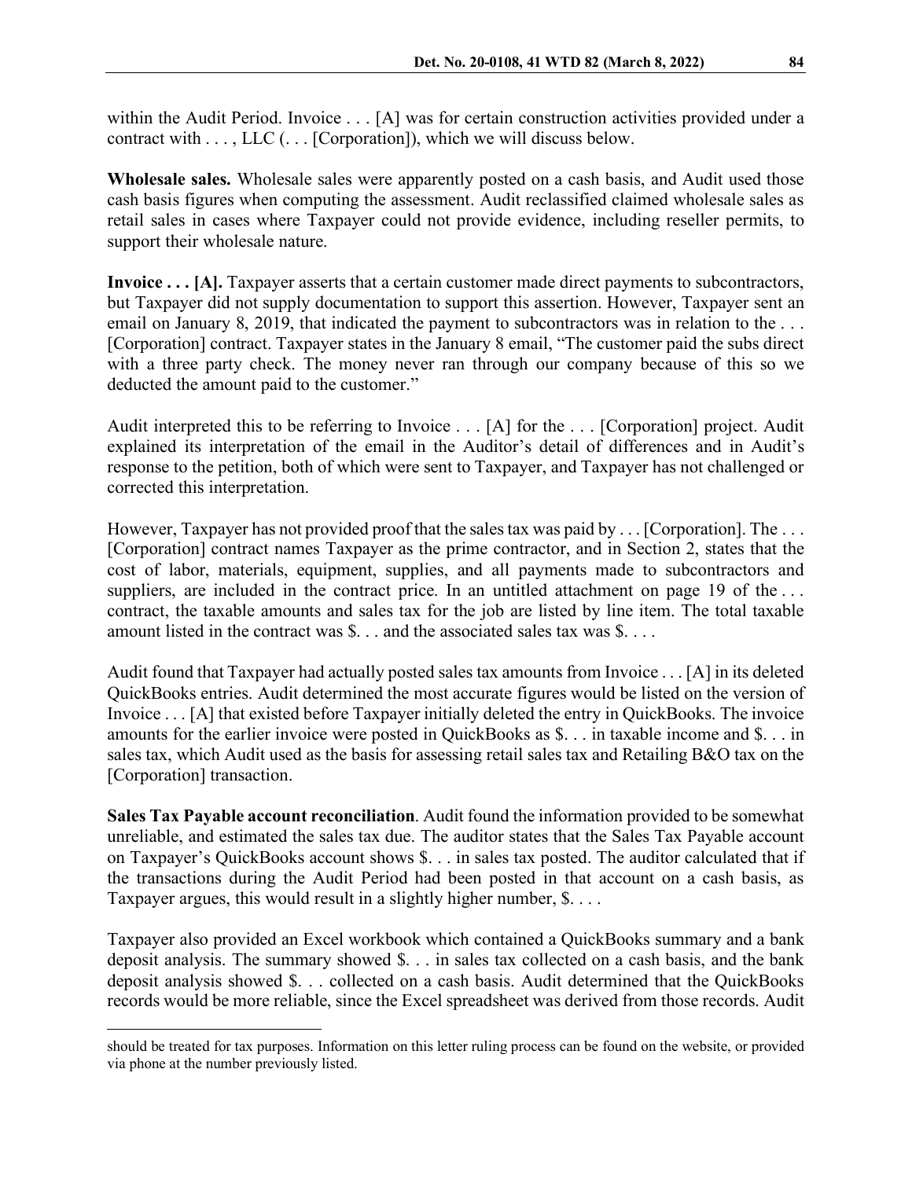within the Audit Period. Invoice . . . [A] was for certain construction activities provided under a contract with . . . , LLC (. . . [Corporation]), which we will discuss below.

**Wholesale sales.** Wholesale sales were apparently posted on a cash basis, and Audit used those cash basis figures when computing the assessment. Audit reclassified claimed wholesale sales as retail sales in cases where Taxpayer could not provide evidence, including reseller permits, to support their wholesale nature.

**Invoice . . . [A].** Taxpayer asserts that a certain customer made direct payments to subcontractors, but Taxpayer did not supply documentation to support this assertion. However, Taxpayer sent an email on January 8, 2019, that indicated the payment to subcontractors was in relation to the . . . [Corporation] contract. Taxpayer states in the January 8 email, "The customer paid the subs direct with a three party check. The money never ran through our company because of this so we deducted the amount paid to the customer."

Audit interpreted this to be referring to Invoice . . . [A] for the . . . [Corporation] project. Audit explained its interpretation of the email in the Auditor's detail of differences and in Audit's response to the petition, both of which were sent to Taxpayer, and Taxpayer has not challenged or corrected this interpretation.

However, Taxpayer has not provided proof that the sales tax was paid by . . . [Corporation]. The . . . [Corporation] contract names Taxpayer as the prime contractor, and in Section 2, states that the cost of labor, materials, equipment, supplies, and all payments made to subcontractors and suppliers, are included in the contract price. In an untitled attachment on page 19 of the . . . contract, the taxable amounts and sales tax for the job are listed by line item. The total taxable amount listed in the contract was $. . . and the associated sales tax was $. . . .

Audit found that Taxpayer had actually posted sales tax amounts from Invoice . . . [A] in its deleted QuickBooks entries. Audit determined the most accurate figures would be listed on the version of Invoice . . . [A] that existed before Taxpayer initially deleted the entry in QuickBooks. The invoice amounts for the earlier invoice were posted in QuickBooks as $. . . in taxable income and $. . . in sales tax, which Audit used as the basis for assessing retail sales tax and Retailing B&O tax on the [Corporation] transaction.

**Sales Tax Payable account reconciliation**. Audit found the information provided to be somewhat unreliable, and estimated the sales tax due. The auditor states that the Sales Tax Payable account on Taxpayer's QuickBooks account shows $. . . in sales tax posted. The auditor calculated that if the transactions during the Audit Period had been posted in that account on a cash basis, as Taxpayer argues, this would result in a slightly higher number, $. . . .

Taxpayer also provided an Excel workbook which contained a QuickBooks summary and a bank deposit analysis. The summary showed $. . . in sales tax collected on a cash basis, and the bank deposit analysis showed $. . . collected on a cash basis. Audit determined that the QuickBooks records would be more reliable, since the Excel spreadsheet was derived from those records. Audit

---

should be treated for tax purposes. Information on this letter ruling process can be found on the website, or provided via phone at the number previously listed.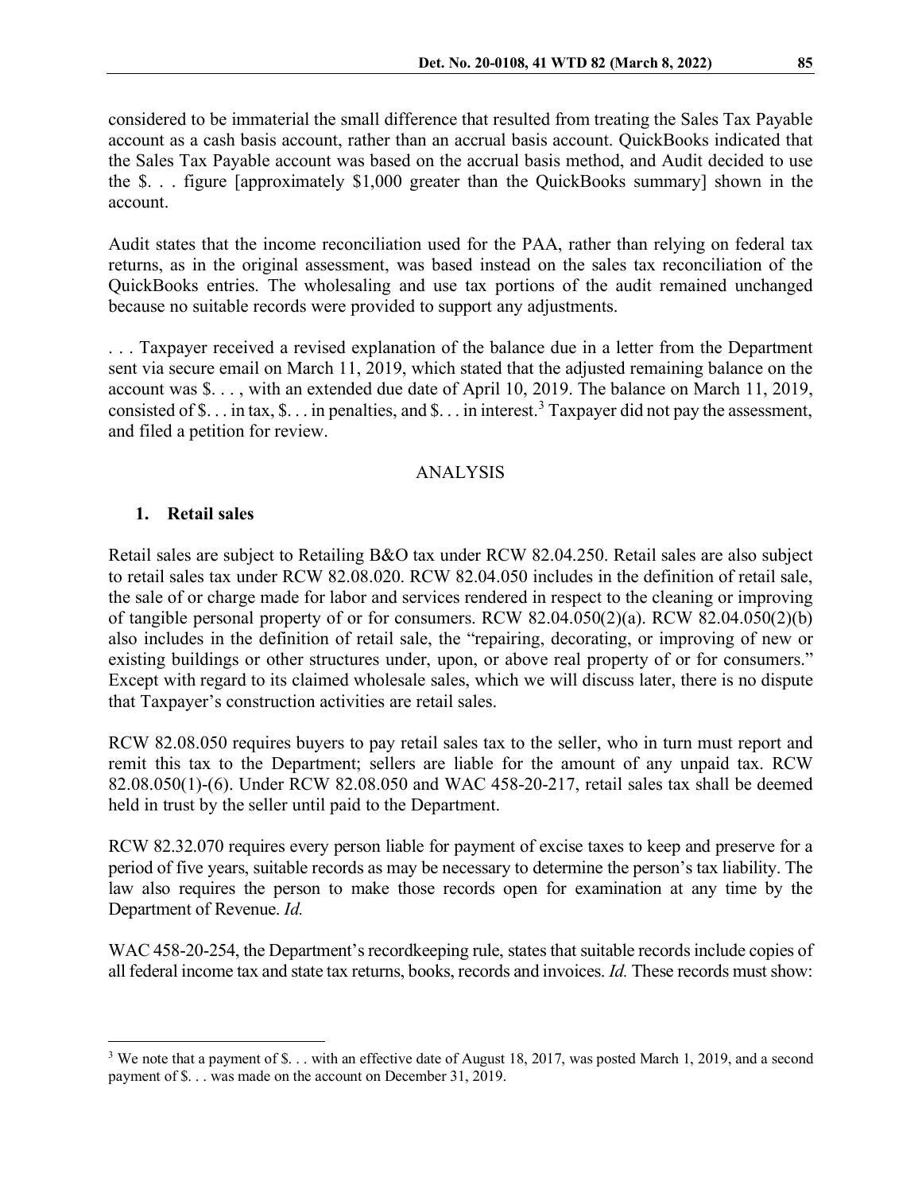considered to be immaterial the small difference that resulted from treating the Sales Tax Payable account as a cash basis account, rather than an accrual basis account. QuickBooks indicated that the Sales Tax Payable account was based on the accrual basis method, and Audit decided to use the $. . . figure [approximately $1,000 greater than the QuickBooks summary] shown in the account.

Audit states that the income reconciliation used for the PAA, rather than relying on federal tax returns, as in the original assessment, was based instead on the sales tax reconciliation of the QuickBooks entries. The wholesaling and use tax portions of the audit remained unchanged because no suitable records were provided to support any adjustments.

. . . Taxpayer received a revised explanation of the balance due in a letter from the Department sent via secure email on March 11, 2019, which stated that the adjusted remaining balance on the account was $. . . , with an extended due date of April 10, 2019. The balance on March 11, 2019, consisted of $. . . in tax, $. . . in penalties, and $. . . in interest.[3] Taxpayer did not pay the assessment, and filed a petition for review.

## ANALYSIS

### 1. Retail sales

Retail sales are subject to Retailing B&O tax under RCW 82.04.250. Retail sales are also subject to retail sales tax under RCW 82.08.020. RCW 82.04.050 includes in the definition of retail sale, the sale of or charge made for labor and services rendered in respect to the cleaning or improving of tangible personal property of or for consumers. RCW 82.04.050(2)(a). RCW 82.04.050(2)(b) also includes in the definition of retail sale, the "repairing, decorating, or improving of new or existing buildings or other structures under, upon, or above real property of or for consumers." Except with regard to its claimed wholesale sales, which we will discuss later, there is no dispute that Taxpayer's construction activities are retail sales.

RCW 82.08.050 requires buyers to pay retail sales tax to the seller, who in turn must report and remit this tax to the Department; sellers are liable for the amount of any unpaid tax. RCW 82.08.050(1)-(6). Under RCW 82.08.050 and WAC 458-20-217, retail sales tax shall be deemed held in trust by the seller until paid to the Department.

RCW 82.32.070 requires every person liable for payment of excise taxes to keep and preserve for a period of five years, suitable records as may be necessary to determine the person's tax liability. The law also requires the person to make those records open for examination at any time by the Department of Revenue. *Id.*

WAC 458-20-254, the Department's recordkeeping rule, states that suitable records include copies of all federal income tax and state tax returns, books, records and invoices. *Id.* These records must show:

---

[3] We note that a payment of $. . . with an effective date of August 18, 2017, was posted March 1, 2019, and a second payment of $. . . was made on the account on December 31, 2019.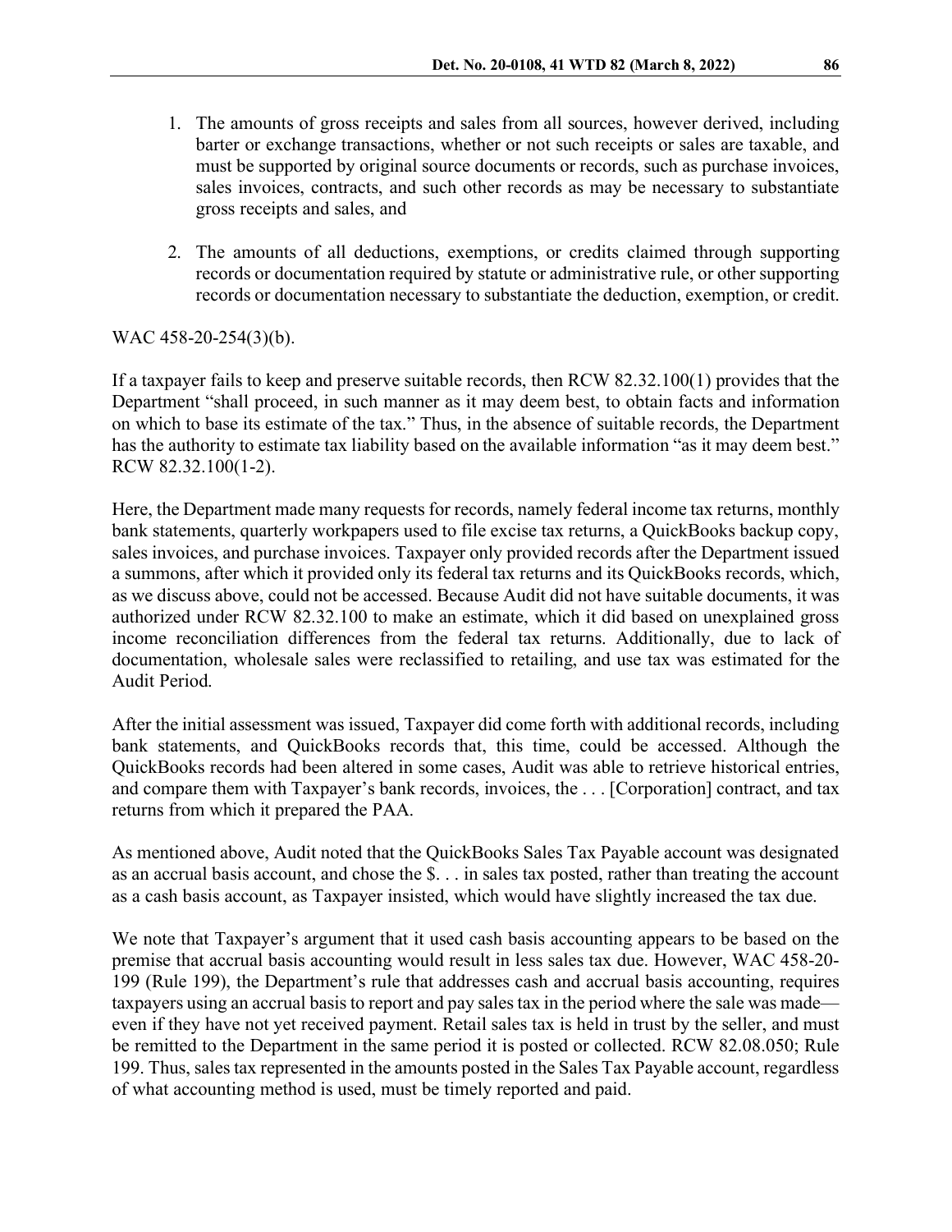1. The amounts of gross receipts and sales from all sources, however derived, including barter or exchange transactions, whether or not such receipts or sales are taxable, and must be supported by original source documents or records, such as purchase invoices, sales invoices, contracts, and such other records as may be necessary to substantiate gross receipts and sales, and

2. The amounts of all deductions, exemptions, or credits claimed through supporting records or documentation required by statute or administrative rule, or other supporting records or documentation necessary to substantiate the deduction, exemption, or credit.

WAC 458-20-254(3)(b).

If a taxpayer fails to keep and preserve suitable records, then RCW 82.32.100(1) provides that the Department "shall proceed, in such manner as it may deem best, to obtain facts and information on which to base its estimate of the tax." Thus, in the absence of suitable records, the Department has the authority to estimate tax liability based on the available information "as it may deem best." RCW 82.32.100(1-2).

Here, the Department made many requests for records, namely federal income tax returns, monthly bank statements, quarterly workpapers used to file excise tax returns, a QuickBooks backup copy, sales invoices, and purchase invoices. Taxpayer only provided records after the Department issued a summons, after which it provided only its federal tax returns and its QuickBooks records, which, as we discuss above, could not be accessed. Because Audit did not have suitable documents, it was authorized under RCW 82.32.100 to make an estimate, which it did based on unexplained gross income reconciliation differences from the federal tax returns. Additionally, due to lack of documentation, wholesale sales were reclassified to retailing, and use tax was estimated for the Audit Period.

After the initial assessment was issued, Taxpayer did come forth with additional records, including bank statements, and QuickBooks records that, this time, could be accessed. Although the QuickBooks records had been altered in some cases, Audit was able to retrieve historical entries, and compare them with Taxpayer's bank records, invoices, the . . . [Corporation] contract, and tax returns from which it prepared the PAA.

As mentioned above, Audit noted that the QuickBooks Sales Tax Payable account was designated as an accrual basis account, and chose the $. . . in sales tax posted, rather than treating the account as a cash basis account, as Taxpayer insisted, which would have slightly increased the tax due.

We note that Taxpayer's argument that it used cash basis accounting appears to be based on the premise that accrual basis accounting would result in less sales tax due. However, WAC 458-20-199 (Rule 199), the Department's rule that addresses cash and accrual basis accounting, requires taxpayers using an accrual basis to report and pay sales tax in the period where the sale was made—even if they have not yet received payment. Retail sales tax is held in trust by the seller, and must be remitted to the Department in the same period it is posted or collected. RCW 82.08.050; Rule 199. Thus, sales tax represented in the amounts posted in the Sales Tax Payable account, regardless of what accounting method is used, must be timely reported and paid.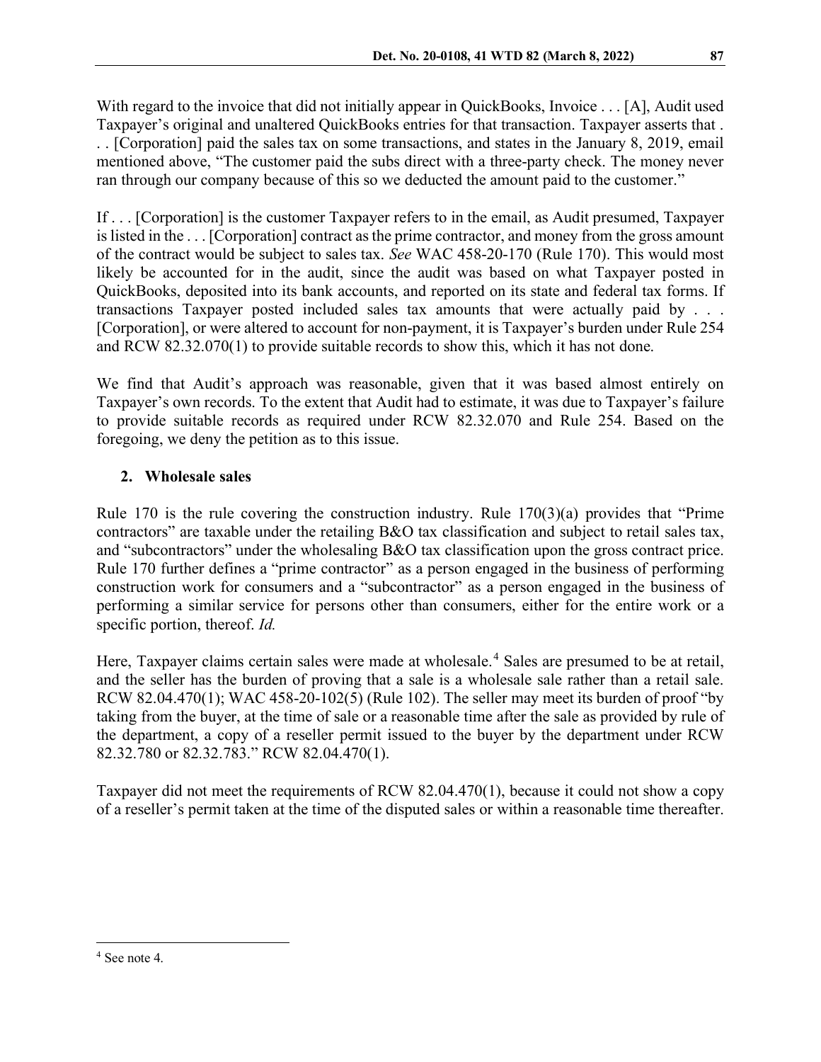With regard to the invoice that did not initially appear in QuickBooks, Invoice . . . [A], Audit used Taxpayer's original and unaltered QuickBooks entries for that transaction. Taxpayer asserts that . . . [Corporation] paid the sales tax on some transactions, and states in the January 8, 2019, email mentioned above, "The customer paid the subs direct with a three-party check. The money never ran through our company because of this so we deducted the amount paid to the customer."

If . . . [Corporation] is the customer Taxpayer refers to in the email, as Audit presumed, Taxpayer is listed in the . . . [Corporation] contract as the prime contractor, and money from the gross amount of the contract would be subject to sales tax. *See* WAC 458-20-170 (Rule 170). This would most likely be accounted for in the audit, since the audit was based on what Taxpayer posted in QuickBooks, deposited into its bank accounts, and reported on its state and federal tax forms. If transactions Taxpayer posted included sales tax amounts that were actually paid by . . . [Corporation], or were altered to account for non-payment, it is Taxpayer's burden under Rule 254 and RCW 82.32.070(1) to provide suitable records to show this, which it has not done.

We find that Audit's approach was reasonable, given that it was based almost entirely on Taxpayer's own records. To the extent that Audit had to estimate, it was due to Taxpayer's failure to provide suitable records as required under RCW 82.32.070 and Rule 254. Based on the foregoing, we deny the petition as to this issue.

**2. Wholesale sales**

Rule 170 is the rule covering the construction industry. Rule 170(3)(a) provides that "Prime contractors" are taxable under the retailing B&O tax classification and subject to retail sales tax, and "subcontractors" under the wholesaling B&O tax classification upon the gross contract price. Rule 170 further defines a "prime contractor" as a person engaged in the business of performing construction work for consumers and a "subcontractor" as a person engaged in the business of performing a similar service for persons other than consumers, either for the entire work or a specific portion, thereof. *Id.*

Here, Taxpayer claims certain sales were made at wholesale.[4] Sales are presumed to be at retail, and the seller has the burden of proving that a sale is a wholesale sale rather than a retail sale. RCW 82.04.470(1); WAC 458-20-102(5) (Rule 102). The seller may meet its burden of proof "by taking from the buyer, at the time of sale or a reasonable time after the sale as provided by rule of the department, a copy of a reseller permit issued to the buyer by the department under RCW 82.32.780 or 82.32.783." RCW 82.04.470(1).

Taxpayer did not meet the requirements of RCW 82.04.470(1), because it could not show a copy of a reseller's permit taken at the time of the disputed sales or within a reasonable time thereafter.

---

[4] See note 4.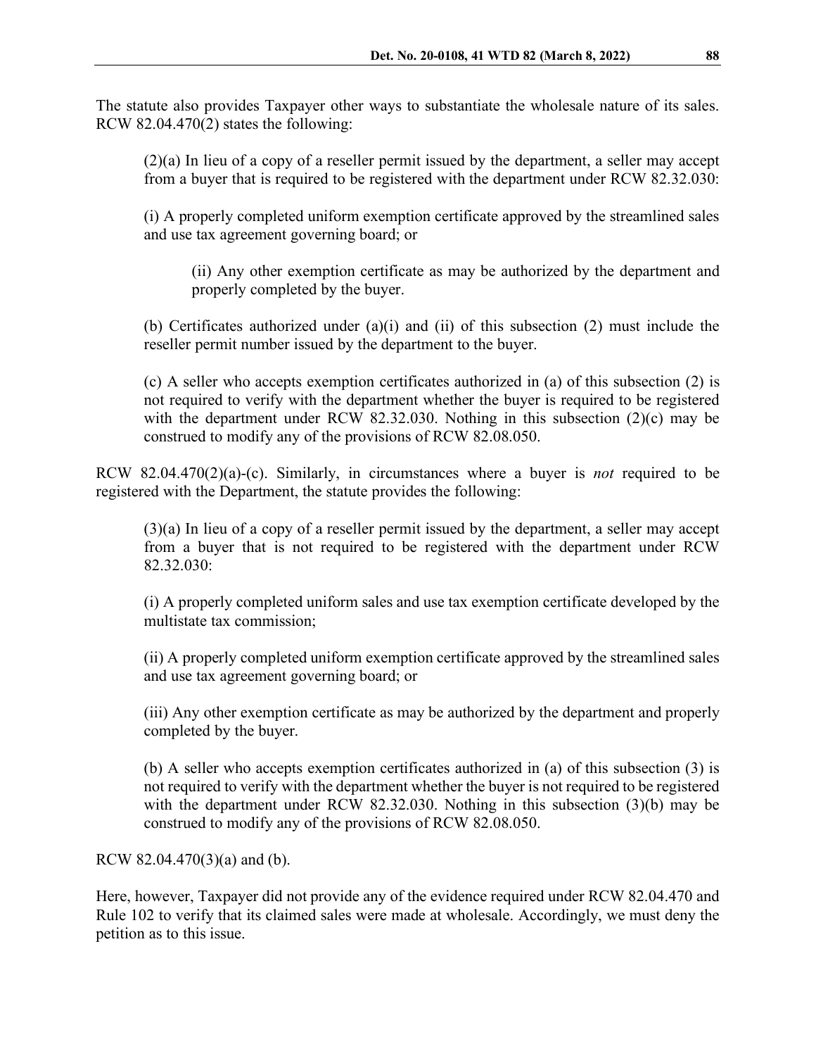The statute also provides Taxpayer other ways to substantiate the wholesale nature of its sales. RCW 82.04.470(2) states the following:

> (2)(a) In lieu of a copy of a reseller permit issued by the department, a seller may accept from a buyer that is required to be registered with the department under RCW 82.32.030:
>
> (i) A properly completed uniform exemption certificate approved by the streamlined sales and use tax agreement governing board; or
>
> > (ii) Any other exemption certificate as may be authorized by the department and properly completed by the buyer.
>
> (b) Certificates authorized under (a)(i) and (ii) of this subsection (2) must include the reseller permit number issued by the department to the buyer.
>
> (c) A seller who accepts exemption certificates authorized in (a) of this subsection (2) is not required to verify with the department whether the buyer is required to be registered with the department under RCW 82.32.030. Nothing in this subsection (2)(c) may be construed to modify any of the provisions of RCW 82.08.050.

RCW 82.04.470(2)(a)-(c). Similarly, in circumstances where a buyer is *not* required to be registered with the Department, the statute provides the following:

> (3)(a) In lieu of a copy of a reseller permit issued by the department, a seller may accept from a buyer that is not required to be registered with the department under RCW 82.32.030:
>
> (i) A properly completed uniform sales and use tax exemption certificate developed by the multistate tax commission;
>
> (ii) A properly completed uniform exemption certificate approved by the streamlined sales and use tax agreement governing board; or
>
> (iii) Any other exemption certificate as may be authorized by the department and properly completed by the buyer.
>
> (b) A seller who accepts exemption certificates authorized in (a) of this subsection (3) is not required to verify with the department whether the buyer is not required to be registered with the department under RCW 82.32.030. Nothing in this subsection (3)(b) may be construed to modify any of the provisions of RCW 82.08.050.

RCW 82.04.470(3)(a) and (b).

Here, however, Taxpayer did not provide any of the evidence required under RCW 82.04.470 and Rule 102 to verify that its claimed sales were made at wholesale. Accordingly, we must deny the petition as to this issue.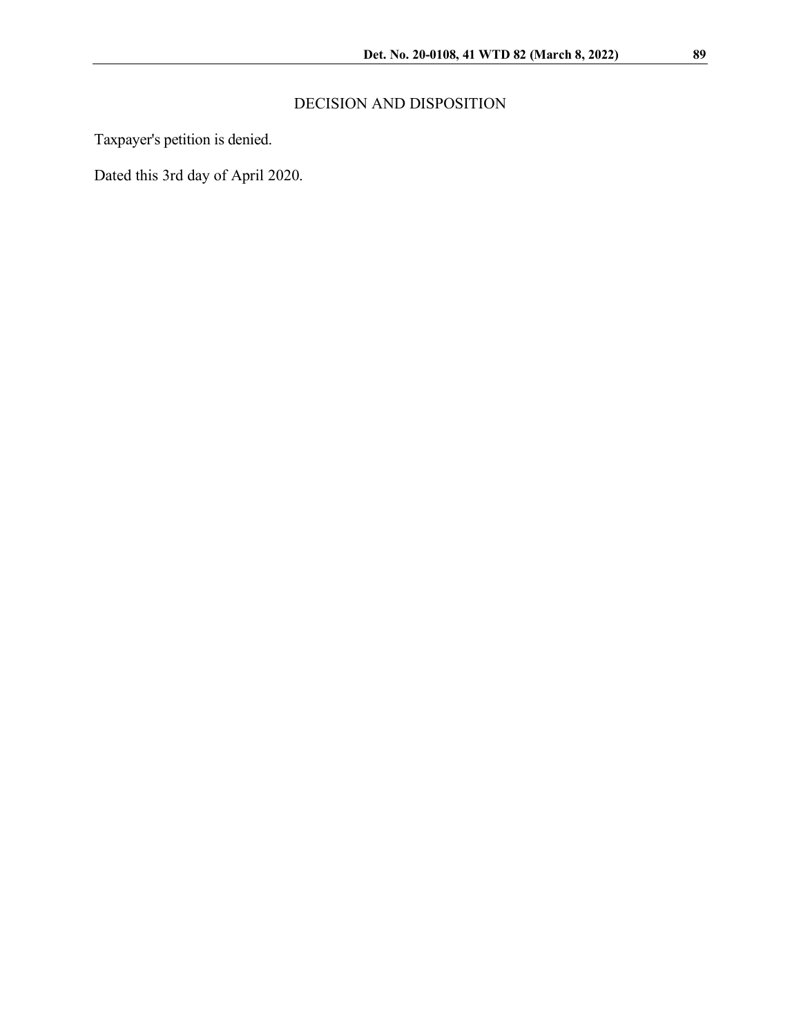## DECISION AND DISPOSITION

Taxpayer's petition is denied.

Dated this 3rd day of April 2020.